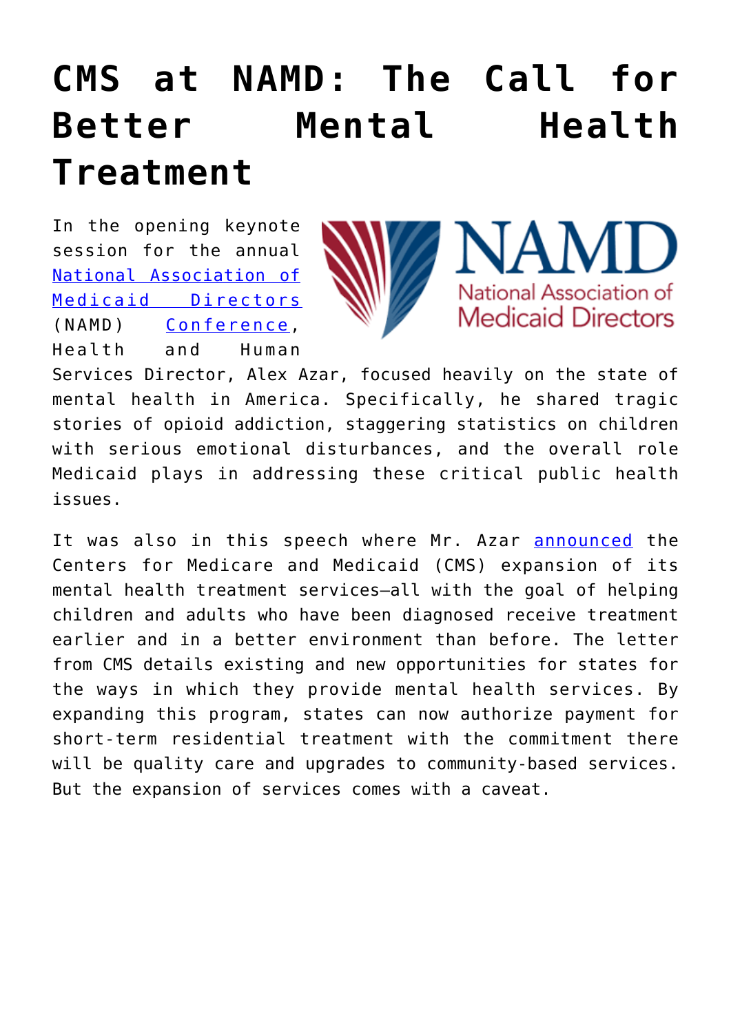# CMS at NAMD: The Call for Better Mental Health Treatment

In the opening keynote session for the annual National Association of Medicaid Directors (NAMD) Conference, Health and Human Services Director, Alex Azar, focused heavily on the state of mental health in America. Specifically, he shared tragic stories of opioid addiction, staggering statistics on children with serious emotional disturbances, and the overall role Medicaid plays in addressing these critical public health issues.

It was also in this speech where Mr. Azar announced the Centers for Medicare and Medicaid (CMS) expansion of its mental health treatment services—all with the goal of helping children and adults who have been diagnosed receive treatment earlier and in a better environment than before. The letter from CMS details existing and new opportunities for states for the ways in which they provide mental health services. By expanding this program, states can now authorize payment for short-term residential treatment with the commitment there will be quality care and upgrades to community-based services. But the expansion of services comes with a caveat.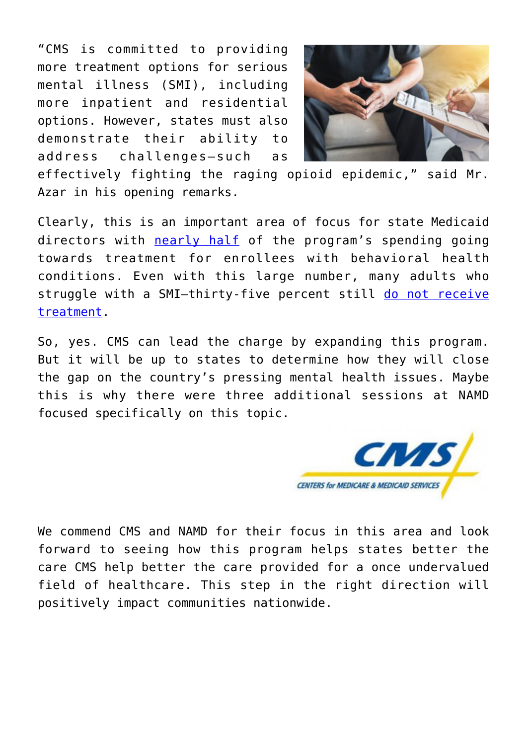"CMS is committed to providing more treatment options for serious mental illness (SMI), including more inpatient and residential options. However, states must also demonstrate their ability to address challenges—such as effectively fighting the raging opioid epidemic," said Mr. Azar in his opening remarks.

Clearly, this is an important area of focus for state Medicaid directors with nearly half of the program's spending going towards treatment for enrollees with behavioral health conditions. Even with this large number, many adults who struggle with a SMI—thirty-five percent still do not receive treatment.

So, yes. CMS can lead the charge by expanding this program. But it will be up to states to determine how they will close the gap on the country's pressing mental health issues. Maybe this is why there were three additional sessions at NAMD focused specifically on this topic.

We commend CMS and NAMD for their focus in this area and look forward to seeing how this program helps states better the care CMS help better the care provided for a once undervalued field of healthcare. This step in the right direction will positively impact communities nationwide.